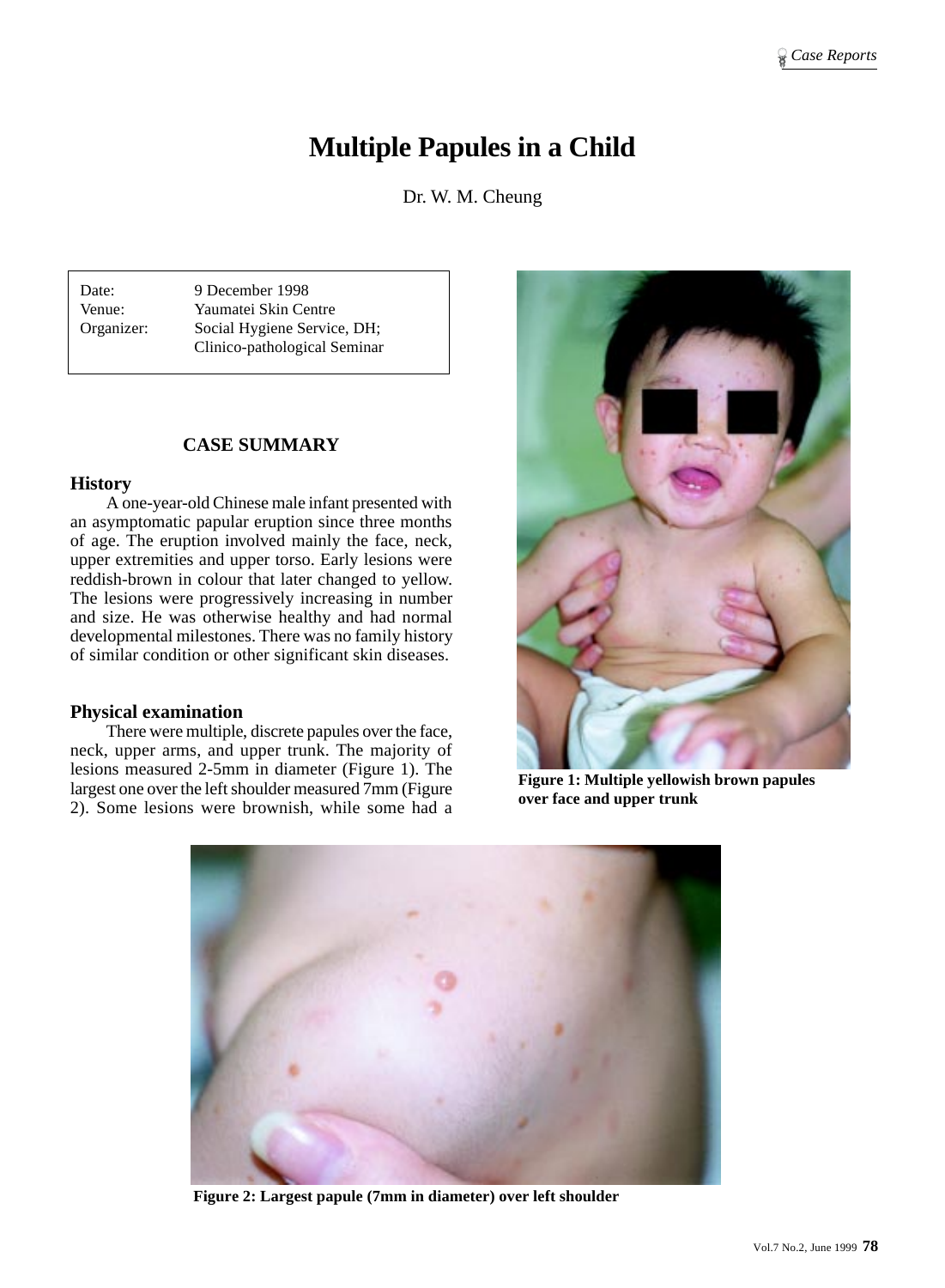# Multiple Papules in a Child

Dr. W. M. Cheung

| | |
|---|---|
| Date: | 9 December 1998 |
| Venue: | Yaumatei Skin Centre |
| Organizer: | Social Hygiene Service, DH; Clinico-pathological Seminar |

## CASE SUMMARY

### History

A one-year-old Chinese male infant presented with an asymptomatic papular eruption since three months of age. The eruption involved mainly the face, neck, upper extremities and upper torso. Early lesions were reddish-brown in colour that later changed to yellow. The lesions were progressively increasing in number and size. He was otherwise healthy and had normal developmental milestones. There was no family history of similar condition or other significant skin diseases.

### Physical examination

There were multiple, discrete papules over the face, neck, upper arms, and upper trunk. The majority of lesions measured 2-5mm in diameter (Figure 1). The largest one over the left shoulder measured 7mm (Figure 2). Some lesions were brownish, while some had a

**Figure 1: Multiple yellowish brown papules over face and upper trunk**

**Figure 2: Largest papule (7mm in diameter) over left shoulder**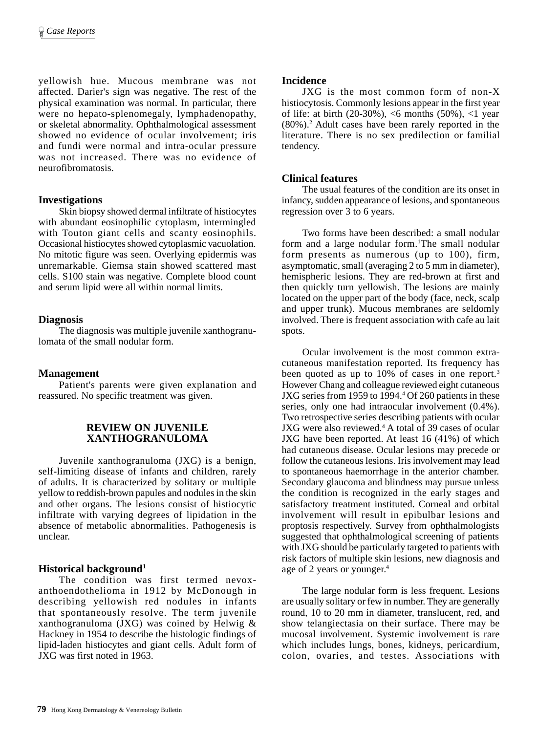yellowish hue. Mucous membrane was not affected. Darier's sign was negative. The rest of the physical examination was normal. In particular, there were no hepato-splenomegaly, lymphadenopathy, or skeletal abnormality. Ophthalmological assessment showed no evidence of ocular involvement; iris and fundi were normal and intra-ocular pressure was not increased. There was no evidence of neurofibromatosis.

### Investigations

Skin biopsy showed dermal infiltrate of histiocytes with abundant eosinophilic cytoplasm, intermingled with Touton giant cells and scanty eosinophils. Occasional histiocytes showed cytoplasmic vacuolation. No mitotic figure was seen. Overlying epidermis was unremarkable. Giemsa stain showed scattered mast cells. S100 stain was negative. Complete blood count and serum lipid were all within normal limits.

### Diagnosis

The diagnosis was multiple juvenile xanthogranulomata of the small nodular form.

### Management

Patient's parents were given explanation and reassured. No specific treatment was given.

## REVIEW ON JUVENILE XANTHOGRANULOMA

Juvenile xanthogranuloma (JXG) is a benign, self-limiting disease of infants and children, rarely of adults. It is characterized by solitary or multiple yellow to reddish-brown papules and nodules in the skin and other organs. The lesions consist of histiocytic infiltrate with varying degrees of lipidation in the absence of metabolic abnormalities. Pathogenesis is unclear.

### Historical background[1]

The condition was first termed nevoxanthoendothelioma in 1912 by McDonough in describing yellowish red nodules in infants that spontaneously resolve. The term juvenile xanthogranuloma (JXG) was coined by Helwig & Hackney in 1954 to describe the histologic findings of lipid-laden histiocytes and giant cells. Adult form of JXG was first noted in 1963.

### Incidence

JXG is the most common form of non-X histiocytosis. Commonly lesions appear in the first year of life: at birth (20-30%), <6 months (50%), <1 year (80%).[2] Adult cases have been rarely reported in the literature. There is no sex predilection or familial tendency.

### Clinical features

The usual features of the condition are its onset in infancy, sudden appearance of lesions, and spontaneous regression over 3 to 6 years.

Two forms have been described: a small nodular form and a large nodular form.[1] The small nodular form presents as numerous (up to 100), firm, asymptomatic, small (averaging 2 to 5 mm in diameter), hemispheric lesions. They are red-brown at first and then quickly turn yellowish. The lesions are mainly located on the upper part of the body (face, neck, scalp and upper trunk). Mucous membranes are seldomly involved. There is frequent association with cafe au lait spots.

Ocular involvement is the most common extra-cutaneous manifestation reported. Its frequency has been quoted as up to 10% of cases in one report.[3] However Chang and colleague reviewed eight cutaneous JXG series from 1959 to 1994.[4] Of 260 patients in these series, only one had intraocular involvement (0.4%). Two retrospective series describing patients with ocular JXG were also reviewed.[4] A total of 39 cases of ocular JXG have been reported. At least 16 (41%) of which had cutaneous disease. Ocular lesions may precede or follow the cutaneous lesions. Iris involvement may lead to spontaneous haemorrhage in the anterior chamber. Secondary glaucoma and blindness may pursue unless the condition is recognized in the early stages and satisfactory treatment instituted. Corneal and orbital involvement will result in epibulbar lesions and proptosis respectively. Survey from ophthalmologists suggested that ophthalmological screening of patients with JXG should be particularly targeted to patients with risk factors of multiple skin lesions, new diagnosis and age of 2 years or younger.[4]

The large nodular form is less frequent. Lesions are usually solitary or few in number. They are generally round, 10 to 20 mm in diameter, translucent, red, and show telangiectasia on their surface. There may be mucosal involvement. Systemic involvement is rare which includes lungs, bones, kidneys, pericardium, colon, ovaries, and testes. Associations with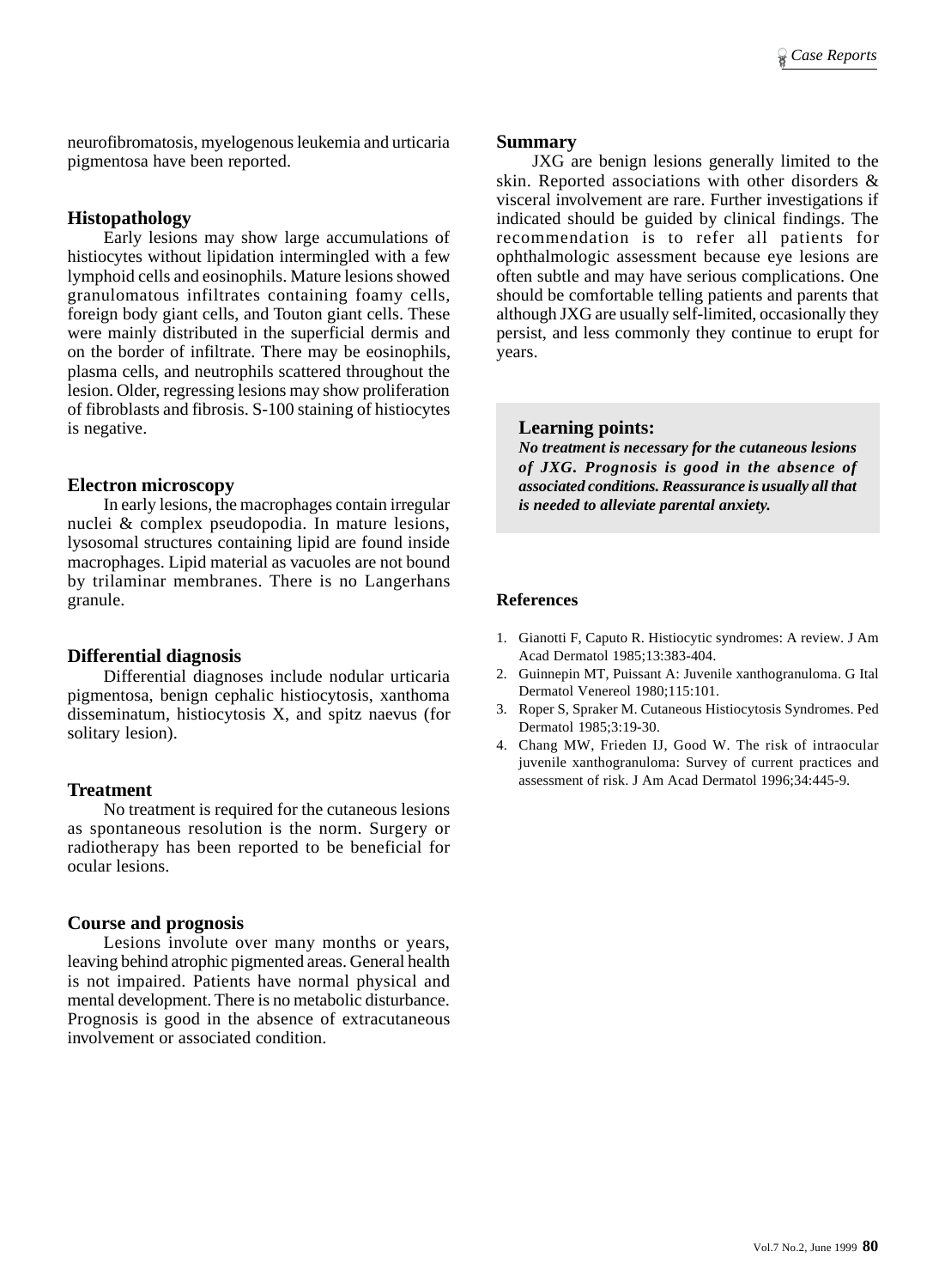neurofibromatosis, myelogenous leukemia and urticaria pigmentosa have been reported.

### Histopathology

Early lesions may show large accumulations of histiocytes without lipidation intermingled with a few lymphoid cells and eosinophils. Mature lesions showed granulomatous infiltrates containing foamy cells, foreign body giant cells, and Touton giant cells. These were mainly distributed in the superficial dermis and on the border of infiltrate. There may be eosinophils, plasma cells, and neutrophils scattered throughout the lesion. Older, regressing lesions may show proliferation of fibroblasts and fibrosis. S-100 staining of histiocytes is negative.

### Electron microscopy

In early lesions, the macrophages contain irregular nuclei & complex pseudopodia. In mature lesions, lysosomal structures containing lipid are found inside macrophages. Lipid material as vacuoles are not bound by trilaminar membranes. There is no Langerhans granule.

### Differential diagnosis

Differential diagnoses include nodular urticaria pigmentosa, benign cephalic histiocytosis, xanthoma disseminatum, histiocytosis X, and spitz naevus (for solitary lesion).

### Treatment

No treatment is required for the cutaneous lesions as spontaneous resolution is the norm. Surgery or radiotherapy has been reported to be beneficial for ocular lesions.

### Course and prognosis

Lesions involute over many months or years, leaving behind atrophic pigmented areas. General health is not impaired. Patients have normal physical and mental development. There is no metabolic disturbance. Prognosis is good in the absence of extracutaneous involvement or associated condition.

### Summary

JXG are benign lesions generally limited to the skin. Reported associations with other disorders & visceral involvement are rare. Further investigations if indicated should be guided by clinical findings. The recommendation is to refer all patients for ophthalmologic assessment because eye lesions are often subtle and may have serious complications. One should be comfortable telling patients and parents that although JXG are usually self-limited, occasionally they persist, and less commonly they continue to erupt for years.

> **Learning points:**
>
> ***No treatment is necessary for the cutaneous lesions of JXG. Prognosis is good in the absence of associated conditions. Reassurance is usually all that is needed to alleviate parental anxiety.***

### References

1. Gianotti F, Caputo R. Histiocytic syndromes: A review. J Am Acad Dermatol 1985;13:383-404.
2. Guinnepin MT, Puissant A: Juvenile xanthogranuloma. G Ital Dermatol Venereol 1980;115:101.
3. Roper S, Spraker M. Cutaneous Histiocytosis Syndromes. Ped Dermatol 1985;3:19-30.
4. Chang MW, Frieden IJ, Good W. The risk of intraocular juvenile xanthogranuloma: Survey of current practices and assessment of risk. J Am Acad Dermatol 1996;34:445-9.